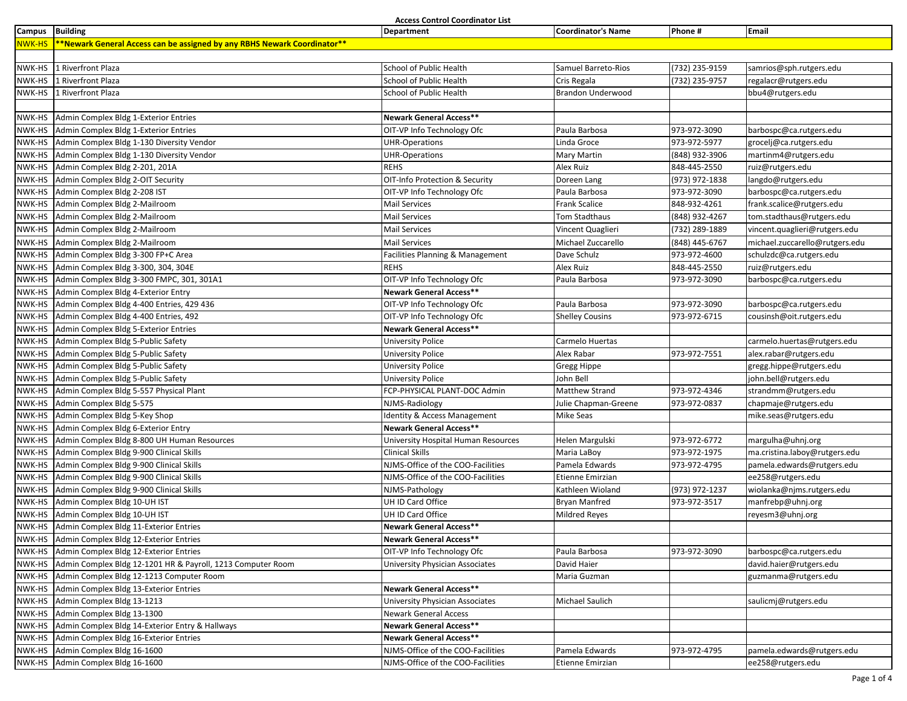# Access Control Coordinator List

| Campus | Building | Department | Coordinator's Name | Phone # | Email |
|---|---|---|---|---|---|
| NWK-HS | **Newark General Access can be assigned by any RBHS Newark Coordinator** | | | | |
| | | | | | |
| NWK-HS | 1 Riverfront Plaza | School of Public Health | Samuel Barreto-Rios | (732) 235-9159 | samrios@sph.rutgers.edu |
| NWK-HS | 1 Riverfront Plaza | School of Public Health | Cris Regala | (732) 235-9757 | regalacr@rutgers.edu |
| NWK-HS | 1 Riverfront Plaza | School of Public Health | Brandon Underwood | | bbu4@rutgers.edu |
| | | | | | |
| NWK-HS | Admin Complex Bldg 1-Exterior Entries | **Newark General Access** ** | | | |
| NWK-HS | Admin Complex Bldg 1-Exterior Entries | OIT-VP Info Technology Ofc | Paula Barbosa | 973-972-3090 | barbospc@ca.rutgers.edu |
| NWK-HS | Admin Complex Bldg 1-130 Diversity Vendor | UHR-Operations | Linda Groce | 973-972-5977 | grocelj@ca.rutgers.edu |
| NWK-HS | Admin Complex Bldg 1-130 Diversity Vendor | UHR-Operations | Mary Martin | (848) 932-3906 | martinm4@rutgers.edu |
| NWK-HS | Admin Complex Bldg 2-201, 201A | REHS | Alex Ruiz | 848-445-2550 | ruiz@rutgers.edu |
| NWK-HS | Admin Complex Bldg 2-OIT Security | OIT-Info Protection & Security | Doreen Lang | (973) 972-1838 | langdo@rutgers.edu |
| NWK-HS | Admin Complex Bldg 2-208 IST | OIT-VP Info Technology Ofc | Paula Barbosa | 973-972-3090 | barbospc@ca.rutgers.edu |
| NWK-HS | Admin Complex Bldg 2-Mailroom | Mail Services | Frank Scalice | 848-932-4261 | frank.scalice@rutgers.edu |
| NWK-HS | Admin Complex Bldg 2-Mailroom | Mail Services | Tom Stadthaus | (848) 932-4267 | tom.stadthaus@rutgers.edu |
| NWK-HS | Admin Complex Bldg 2-Mailroom | Mail Services | Vincent Quaglieri | (732) 289-1889 | vincent.quaglieri@rutgers.edu |
| NWK-HS | Admin Complex Bldg 2-Mailroom | Mail Services | Michael Zuccarello | (848) 445-6767 | michael.zuccarello@rutgers.edu |
| NWK-HS | Admin Complex Bldg 3-300 FP+C Area | Facilities Planning & Management | Dave Schulz | 973-972-4600 | schulzdc@ca.rutgers.edu |
| NWK-HS | Admin Complex Bldg 3-300, 304, 304E | REHS | Alex Ruiz | 848-445-2550 | ruiz@rutgers.edu |
| NWK-HS | Admin Complex Bldg 3-300 FMPC, 301, 301A1 | OIT-VP Info Technology Ofc | Paula Barbosa | 973-972-3090 | barbospc@ca.rutgers.edu |
| NWK-HS | Admin Complex Bldg 4-Exterior Entry | **Newark General Access** ** | | | |
| NWK-HS | Admin Complex Bldg 4-400 Entries, 429 436 | OIT-VP Info Technology Ofc | Paula Barbosa | 973-972-3090 | barbospc@ca.rutgers.edu |
| NWK-HS | Admin Complex Bldg 4-400 Entries, 492 | OIT-VP Info Technology Ofc | Shelley Cousins | 973-972-6715 | cousinsh@oit.rutgers.edu |
| NWK-HS | Admin Complex Bldg 5-Exterior Entries | **Newark General Access** ** | | | |
| NWK-HS | Admin Complex Bldg 5-Public Safety | University Police | Carmelo Huertas | | carmelo.huertas@rutgers.edu |
| NWK-HS | Admin Complex Bldg 5-Public Safety | University Police | Alex Rabar | 973-972-7551 | alex.rabar@rutgers.edu |
| NWK-HS | Admin Complex Bldg 5-Public Safety | University Police | Gregg Hippe | | gregg.hippe@rutgers.edu |
| NWK-HS | Admin Complex Bldg 5-Public Safety | University Police | John Bell | | john.bell@rutgers.edu |
| NWK-HS | Admin Complex Bldg 5-557 Physical Plant | FCP-PHYSICAL PLANT-DOC Admin | Matthew Strand | 973-972-4346 | strandmm@rutgers.edu |
| NWK-HS | Admin Complex Bldg 5-575 | NJMS-Radiology | Julie Chapman-Greene | 973-972-0837 | chapmaje@rutgers.edu |
| NWK-HS | Admin Complex Bldg 5-Key Shop | Identity & Access Management | Mike Seas | | mike.seas@rutgers.edu |
| NWK-HS | Admin Complex Bldg 6-Exterior Entry | **Newark General Access** ** | | | |
| NWK-HS | Admin Complex Bldg 8-800 UH Human Resources | University Hospital Human Resources | Helen Margulski | 973-972-6772 | margulha@uhnj.org |
| NWK-HS | Admin Complex Bldg 9-900 Clinical Skills | Clinical Skills | Maria LaBoy | 973-972-1975 | ma.cristina.laboy@rutgers.edu |
| NWK-HS | Admin Complex Bldg 9-900 Clinical Skills | NJMS-Office of the COO-Facilities | Pamela Edwards | 973-972-4795 | pamela.edwards@rutgers.edu |
| NWK-HS | Admin Complex Bldg 9-900 Clinical Skills | NJMS-Office of the COO-Facilities | Etienne Emirzian | | ee258@rutgers.edu |
| NWK-HS | Admin Complex Bldg 9-900 Clinical Skills | NJMS-Pathology | Kathleen Wioland | (973) 972-1237 | wiolanka@njms.rutgers.edu |
| NWK-HS | Admin Complex Bldg 10-UH IST | UH ID Card Office | Bryan Manfred | 973-972-3517 | manfrebp@uhnj.org |
| NWK-HS | Admin Complex Bldg 10-UH IST | UH ID Card Office | Mildred Reyes | | reyesm3@uhnj.org |
| NWK-HS | Admin Complex Bldg 11-Exterior Entries | **Newark General Access** ** | | | |
| NWK-HS | Admin Complex Bldg 12-Exterior Entries | **Newark General Access** ** | | | |
| NWK-HS | Admin Complex Bldg 12-Exterior Entries | OIT-VP Info Technology Ofc | Paula Barbosa | 973-972-3090 | barbospc@ca.rutgers.edu |
| NWK-HS | Admin Complex Bldg 12-1201 HR & Payroll, 1213 Computer Room | University Physician Associates | David Haier | | david.haier@rutgers.edu |
| NWK-HS | Admin Complex Bldg 12-1213 Computer Room | | Maria Guzman | | guzmanma@rutgers.edu |
| NWK-HS | Admin Complex Bldg 13-Exterior Entries | **Newark General Access** ** | | | |
| NWK-HS | Admin Complex Bldg 13-1213 | University Physician Associates | Michael Saulich | | saulicmj@rutgers.edu |
| NWK-HS | Admin Complex Bldg 13-1300 | Newark General Access | | | |
| NWK-HS | Admin Complex Bldg 14-Exterior Entry & Hallways | **Newark General Access** ** | | | |
| NWK-HS | Admin Complex Bldg 16-Exterior Entries | **Newark General Access** ** | | | |
| NWK-HS | Admin Complex Bldg 16-1600 | NJMS-Office of the COO-Facilities | Pamela Edwards | 973-972-4795 | pamela.edwards@rutgers.edu |
| NWK-HS | Admin Complex Bldg 16-1600 | NJMS-Office of the COO-Facilities | Etienne Emirzian | | ee258@rutgers.edu |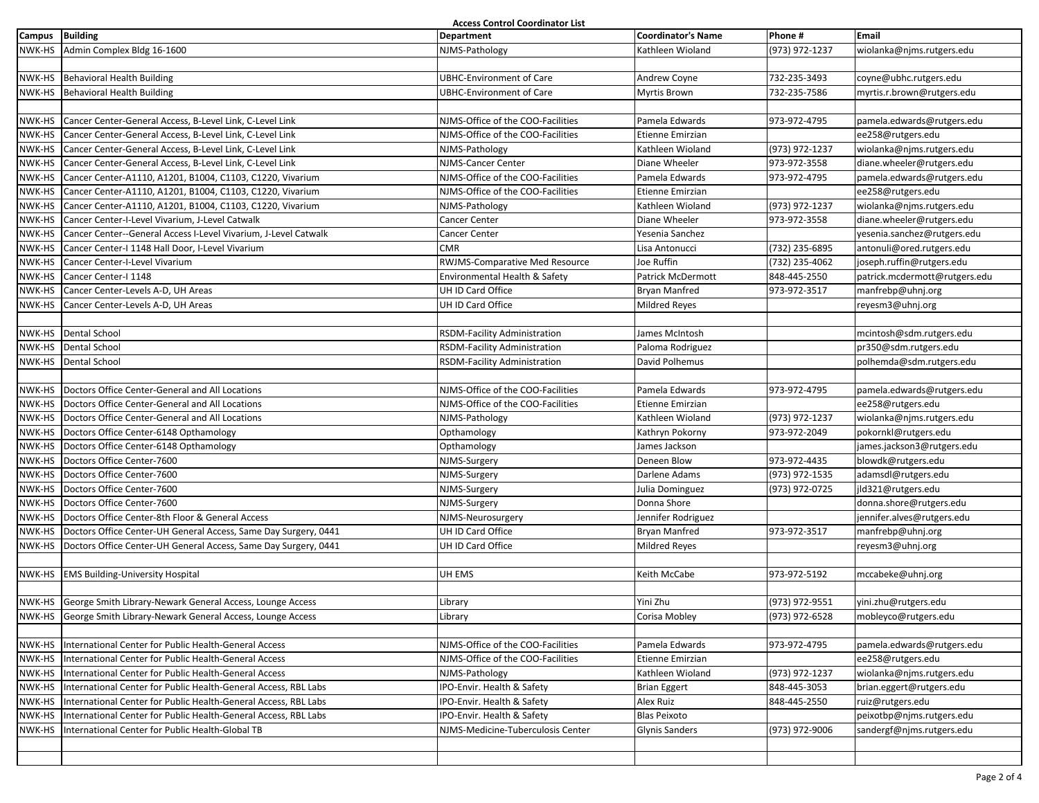**Access Control Coordinator List**

| Campus | Building | Department | Coordinator's Name | Phone # | Email |
|---|---|---|---|---|---|
| NWK-HS | Admin Complex Bldg 16-1600 | NJMS-Pathology | Kathleen Wioland | (973) 972-1237 | wiolanka@njms.rutgers.edu |
| | | | | | |
| NWK-HS | Behavioral Health Building | UBHC-Environment of Care | Andrew Coyne | 732-235-3493 | coyne@ubhc.rutgers.edu |
| NWK-HS | Behavioral Health Building | UBHC-Environment of Care | Myrtis Brown | 732-235-7586 | myrtis.r.brown@rutgers.edu |
| | | | | | |
| NWK-HS | Cancer Center-General Access, B-Level Link, C-Level Link | NJMS-Office of the COO-Facilities | Pamela Edwards | 973-972-4795 | pamela.edwards@rutgers.edu |
| NWK-HS | Cancer Center-General Access, B-Level Link, C-Level Link | NJMS-Office of the COO-Facilities | Etienne Emirzian | | ee258@rutgers.edu |
| NWK-HS | Cancer Center-General Access, B-Level Link, C-Level Link | NJMS-Pathology | Kathleen Wioland | (973) 972-1237 | wiolanka@njms.rutgers.edu |
| NWK-HS | Cancer Center-General Access, B-Level Link, C-Level Link | NJMS-Cancer Center | Diane Wheeler | 973-972-3558 | diane.wheeler@rutgers.edu |
| NWK-HS | Cancer Center-A1110, A1201, B1004, C1103, C1220, Vivarium | NJMS-Office of the COO-Facilities | Pamela Edwards | 973-972-4795 | pamela.edwards@rutgers.edu |
| NWK-HS | Cancer Center-A1110, A1201, B1004, C1103, C1220, Vivarium | NJMS-Office of the COO-Facilities | Etienne Emirzian | | ee258@rutgers.edu |
| NWK-HS | Cancer Center-A1110, A1201, B1004, C1103, C1220, Vivarium | NJMS-Pathology | Kathleen Wioland | (973) 972-1237 | wiolanka@njms.rutgers.edu |
| NWK-HS | Cancer Center-I-Level Vivarium, J-Level Catwalk | Cancer Center | Diane Wheeler | 973-972-3558 | diane.wheeler@rutgers.edu |
| NWK-HS | Cancer Center--General Access I-Level Vivarium, J-Level Catwalk | Cancer Center | Yesenia Sanchez | | yesenia.sanchez@rutgers.edu |
| NWK-HS | Cancer Center-I 1148 Hall Door, I-Level Vivarium | CMR | Lisa Antonucci | (732) 235-6895 | antonuli@ored.rutgers.edu |
| NWK-HS | Cancer Center-I-Level Vivarium | RWJMS-Comparative Med Resource | Joe Ruffin | (732) 235-4062 | joseph.ruffin@rutgers.edu |
| NWK-HS | Cancer Center-I 1148 | Environmental Health & Safety | Patrick McDermott | 848-445-2550 | patrick.mcdermott@rutgers.edu |
| NWK-HS | Cancer Center-Levels A-D, UH Areas | UH ID Card Office | Bryan Manfred | 973-972-3517 | manfrebp@uhnj.org |
| NWK-HS | Cancer Center-Levels A-D, UH Areas | UH ID Card Office | Mildred Reyes | | reyesm3@uhnj.org |
| | | | | | |
| NWK-HS | Dental School | RSDM-Facility Administration | James McIntosh | | mcintosh@sdm.rutgers.edu |
| NWK-HS | Dental School | RSDM-Facility Administration | Paloma Rodriguez | | pr350@sdm.rutgers.edu |
| NWK-HS | Dental School | RSDM-Facility Administration | David Polhemus | | polhemda@sdm.rutgers.edu |
| | | | | | |
| NWK-HS | Doctors Office Center-General and All Locations | NJMS-Office of the COO-Facilities | Pamela Edwards | 973-972-4795 | pamela.edwards@rutgers.edu |
| NWK-HS | Doctors Office Center-General and All Locations | NJMS-Office of the COO-Facilities | Etienne Emirzian | | ee258@rutgers.edu |
| NWK-HS | Doctors Office Center-General and All Locations | NJMS-Pathology | Kathleen Wioland | (973) 972-1237 | wiolanka@njms.rutgers.edu |
| NWK-HS | Doctors Office Center-6148 Opthamology | Opthamology | Kathryn Pokorny | 973-972-2049 | pokornkl@rutgers.edu |
| NWK-HS | Doctors Office Center-6148 Opthamology | Opthamology | James Jackson | | james.jackson3@rutgers.edu |
| NWK-HS | Doctors Office Center-7600 | NJMS-Surgery | Deneen Blow | 973-972-4435 | blowdk@rutgers.edu |
| NWK-HS | Doctors Office Center-7600 | NJMS-Surgery | Darlene Adams | (973) 972-1535 | adamsdl@rutgers.edu |
| NWK-HS | Doctors Office Center-7600 | NJMS-Surgery | Julia Dominguez | (973) 972-0725 | jld321@rutgers.edu |
| NWK-HS | Doctors Office Center-7600 | NJMS-Surgery | Donna Shore | | donna.shore@rutgers.edu |
| NWK-HS | Doctors Office Center-8th Floor & General Access | NJMS-Neurosurgery | Jennifer Rodriguez | | jennifer.alves@rutgers.edu |
| NWK-HS | Doctors Office Center-UH General Access, Same Day Surgery, 0441 | UH ID Card Office | Bryan Manfred | 973-972-3517 | manfrebp@uhnj.org |
| NWK-HS | Doctors Office Center-UH General Access, Same Day Surgery, 0441 | UH ID Card Office | Mildred Reyes | | reyesm3@uhnj.org |
| | | | | | |
| NWK-HS | EMS Building-University Hospital | UH EMS | Keith McCabe | 973-972-5192 | mccabeke@uhnj.org |
| | | | | | |
| NWK-HS | George Smith Library-Newark General Access, Lounge Access | Library | Yini Zhu | (973) 972-9551 | yini.zhu@rutgers.edu |
| NWK-HS | George Smith Library-Newark General Access, Lounge Access | Library | Corisa Mobley | (973) 972-6528 | mobleyco@rutgers.edu |
| | | | | | |
| NWK-HS | International Center for Public Health-General Access | NJMS-Office of the COO-Facilities | Pamela Edwards | 973-972-4795 | pamela.edwards@rutgers.edu |
| NWK-HS | International Center for Public Health-General Access | NJMS-Office of the COO-Facilities | Etienne Emirzian | | ee258@rutgers.edu |
| NWK-HS | International Center for Public Health-General Access | NJMS-Pathology | Kathleen Wioland | (973) 972-1237 | wiolanka@njms.rutgers.edu |
| NWK-HS | International Center for Public Health-General Access, RBL Labs | IPO-Envir. Health & Safety | Brian Eggert | 848-445-3053 | brian.eggert@rutgers.edu |
| NWK-HS | International Center for Public Health-General Access, RBL Labs | IPO-Envir. Health & Safety | Alex Ruiz | 848-445-2550 | ruiz@rutgers.edu |
| NWK-HS | International Center for Public Health-General Access, RBL Labs | IPO-Envir. Health & Safety | Blas Peixoto | | peixotbp@njms.rutgers.edu |
| NWK-HS | International Center for Public Health-Global TB | NJMS-Medicine-Tuberculosis Center | Glynis Sanders | (973) 972-9006 | sandergf@njms.rutgers.edu |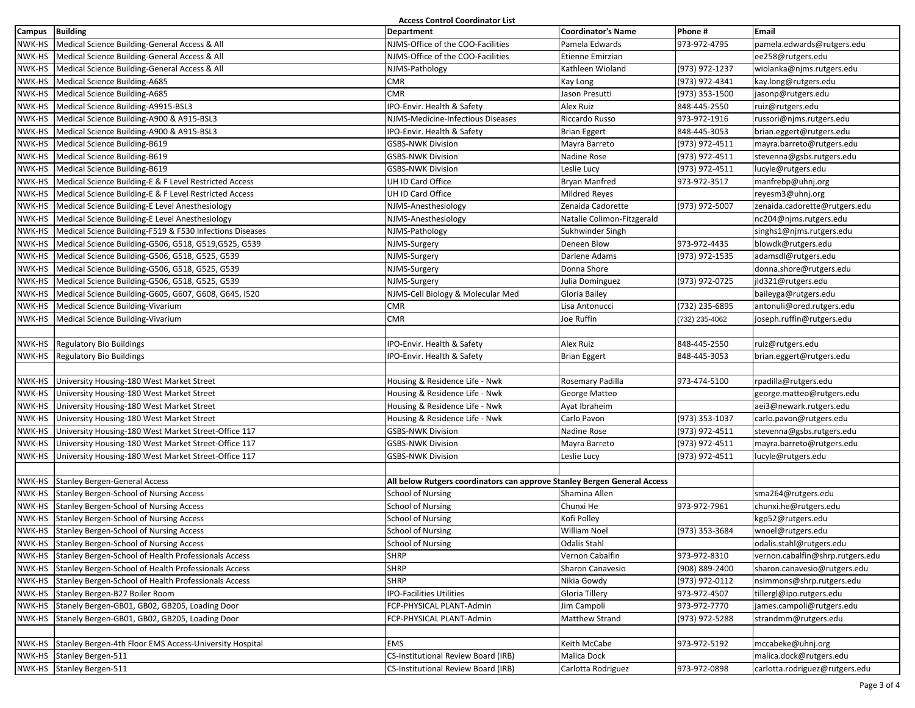**Access Control Coordinator List**

| Campus | Building | Department | Coordinator's Name | Phone # | Email |
|---|---|---|---|---|---|
| NWK-HS | Medical Science Building-General Access & All | NJMS-Office of the COO-Facilities | Pamela Edwards | 973-972-4795 | pamela.edwards@rutgers.edu |
| NWK-HS | Medical Science Building-General Access & All | NJMS-Office of the COO-Facilities | Etienne Emirzian | | ee258@rutgers.edu |
| NWK-HS | Medical Science Building-General Access & All | NJMS-Pathology | Kathleen Wioland | (973) 972-1237 | wiolanka@njms.rutgers.edu |
| NWK-HS | Medical Science Building-A685 | CMR | Kay Long | (973) 972-4341 | kay.long@rutgers.edu |
| NWK-HS | Medical Science Building-A685 | CMR | Jason Presutti | (973) 353-1500 | jasonp@rutgers.edu |
| NWK-HS | Medical Science Building-A9915-BSL3 | IPO-Envir. Health & Safety | Alex Ruiz | 848-445-2550 | ruiz@rutgers.edu |
| NWK-HS | Medical Science Building-A900 & A915-BSL3 | NJMS-Medicine-Infectious Diseases | Riccardo Russo | 973-972-1916 | russori@njms.rutgers.edu |
| NWK-HS | Medical Science Building-A900 & A915-BSL3 | IPO-Envir. Health & Safety | Brian Eggert | 848-445-3053 | brian.eggert@rutgers.edu |
| NWK-HS | Medical Science Building-B619 | GSBS-NWK Division | Mayra Barreto | (973) 972-4511 | mayra.barreto@rutgers.edu |
| NWK-HS | Medical Science Building-B619 | GSBS-NWK Division | Nadine Rose | (973) 972-4511 | stevenna@gsbs.rutgers.edu |
| NWK-HS | Medical Science Building-B619 | GSBS-NWK Division | Leslie Lucy | (973) 972-4511 | lucyle@rutgers.edu |
| NWK-HS | Medical Science Building-E & F Level Restricted Access | UH ID Card Office | Bryan Manfred | 973-972-3517 | manfrebp@uhnj.org |
| NWK-HS | Medical Science Building-E & F Level Restricted Access | UH ID Card Office | Mildred Reyes | | reyesm3@uhnj.org |
| NWK-HS | Medical Science Building-E Level Anesthesiology | NJMS-Anesthesiology | Zenaida Cadorette | (973) 972-5007 | zenaida.cadorette@rutgers.edu |
| NWK-HS | Medical Science Building-E Level Anesthesiology | NJMS-Anesthesiology | Natalie Colimon-Fitzgerald | | nc204@njms.rutgers.edu |
| NWK-HS | Medical Science Building-F519 & F530 Infections Diseases | NJMS-Pathology | Sukhwinder Singh | | singhs1@njms.rutgers.edu |
| NWK-HS | Medical Science Building-G506, G518, G519,G525, G539 | NJMS-Surgery | Deneen Blow | 973-972-4435 | blowdk@rutgers.edu |
| NWK-HS | Medical Science Building-G506, G518, G525, G539 | NJMS-Surgery | Darlene Adams | (973) 972-1535 | adamsdl@rutgers.edu |
| NWK-HS | Medical Science Building-G506, G518, G525, G539 | NJMS-Surgery | Donna Shore | | donna.shore@rutgers.edu |
| NWK-HS | Medical Science Building-G506, G518, G525, G539 | NJMS-Surgery | Julia Dominguez | (973) 972-0725 | jld321@rutgers.edu |
| NWK-HS | Medical Science Building-G605, G607, G608, G645, I520 | NJMS-Cell Biology & Molecular Med | Gloria Bailey | | baileyga@rutgers.edu |
| NWK-HS | Medical Science Building-Vivarium | CMR | Lisa Antonucci | (732) 235-6895 | antonuli@ored.rutgers.edu |
| NWK-HS | Medical Science Building-Vivarium | CMR | Joe Ruffin | (732) 235-4062 | joseph.ruffin@rutgers.edu |
| | | | | | |
| NWK-HS | Regulatory Bio Buildings | IPO-Envir. Health & Safety | Alex Ruiz | 848-445-2550 | ruiz@rutgers.edu |
| NWK-HS | Regulatory Bio Buildings | IPO-Envir. Health & Safety | Brian Eggert | 848-445-3053 | brian.eggert@rutgers.edu |
| | | | | | |
| NWK-HS | University Housing-180 West Market Street | Housing & Residence Life - Nwk | Rosemary Padilla | 973-474-5100 | rpadilla@rutgers.edu |
| NWK-HS | University Housing-180 West Market Street | Housing & Residence Life - Nwk | George Matteo | | george.matteo@rutgers.edu |
| NWK-HS | University Housing-180 West Market Street | Housing & Residence Life - Nwk | Ayat Ibraheim | | aei3@newark.rutgers.edu |
| NWK-HS | University Housing-180 West Market Street | Housing & Residence Life - Nwk | Carlo Pavon | (973) 353-1037 | carlo.pavon@rutgers.edu |
| NWK-HS | University Housing-180 West Market Street-Office 117 | GSBS-NWK Division | Nadine Rose | (973) 972-4511 | stevenna@gsbs.rutgers.edu |
| NWK-HS | University Housing-180 West Market Street-Office 117 | GSBS-NWK Division | Mayra Barreto | (973) 972-4511 | mayra.barreto@rutgers.edu |
| NWK-HS | University Housing-180 West Market Street-Office 117 | GSBS-NWK Division | Leslie Lucy | (973) 972-4511 | lucyle@rutgers.edu |
| | | | | | |
| NWK-HS | Stanley Bergen-General Access | **All below Rutgers coordinators can approve Stanley Bergen General Access** | | | |
| NWK-HS | Stanley Bergen-School of Nursing Access | School of Nursing | Shamina Allen | | sma264@rutgers.edu |
| NWK-HS | Stanley Bergen-School of Nursing Access | School of Nursing | Chunxi He | 973-972-7961 | chunxi.he@rutgers.edu |
| NWK-HS | Stanley Bergen-School of Nursing Access | School of Nursing | Kofi Polley | | kgp52@rutgers.edu |
| NWK-HS | Stanley Bergen-School of Nursing Access | School of Nursing | William Noel | (973) 353-3684 | wnoel@rutgers.edu |
| NWK-HS | Stanley Bergen-School of Nursing Access | School of Nursing | Odalis Stahl | | odalis.stahl@rutgers.edu |
| NWK-HS | Stanley Bergen-School of Health Professionals Access | SHRP | Vernon Cabalfin | 973-972-8310 | vernon.cabalfin@shrp.rutgers.edu |
| NWK-HS | Stanley Bergen-School of Health Professionals Access | SHRP | Sharon Canavesio | (908) 889-2400 | sharon.canavesio@rutgers.edu |
| NWK-HS | Stanley Bergen-School of Health Professionals Access | SHRP | Nikia Gowdy | (973) 972-0112 | nsimmons@shrp.rutgers.edu |
| NWK-HS | Stanley Bergen-B27 Boiler Room | IPO-Facilities Utilities | Gloria Tillery | 973-972-4507 | tillergl@ipo.rutgers.edu |
| NWK-HS | Stanely Bergen-GB01, GB02, GB205, Loading Door | FCP-PHYSICAL PLANT-Admin | Jim Campoli | 973-972-7770 | james.campoli@rutgers.edu |
| NWK-HS | Stanely Bergen-GB01, GB02, GB205, Loading Door | FCP-PHYSICAL PLANT-Admin | Matthew Strand | (973) 972-5288 | strandmm@rutgers.edu |
| | | | | | |
| NWK-HS | Stanley Bergen-4th Floor EMS Access-University Hospital | EMS | Keith McCabe | 973-972-5192 | mccabeke@uhnj.org |
| NWK-HS | Stanley Bergen-511 | CS-Institutional Review Board (IRB) | Malica Dock | | malica.dock@rutgers.edu |
| NWK-HS | Stanley Bergen-511 | CS-Institutional Review Board (IRB) | Carlotta Rodriguez | 973-972-0898 | carlotta.rodriguez@rutgers.edu |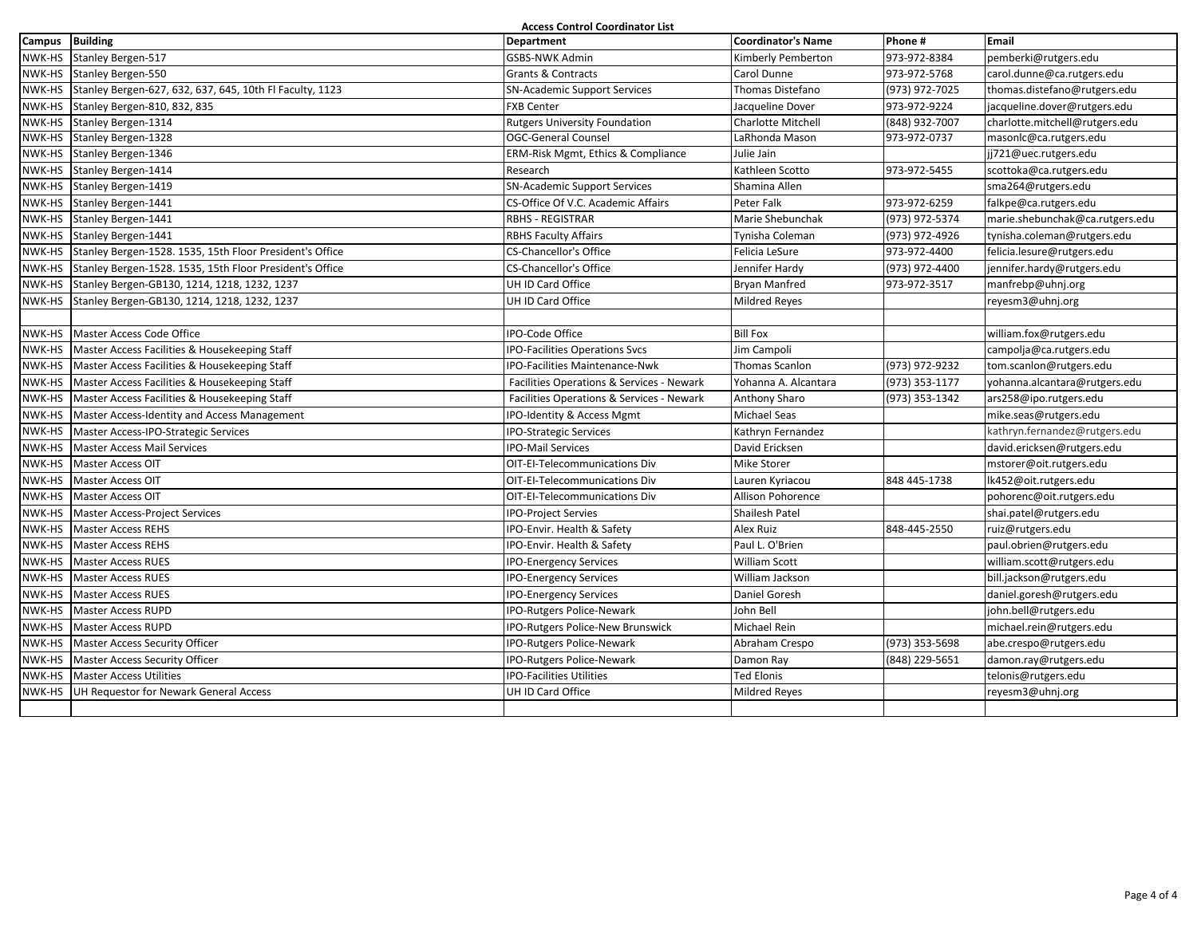**Access Control Coordinator List**

| Campus | Building | Department | Coordinator's Name | Phone # | Email |
|---|---|---|---|---|---|
| NWK-HS | Stanley Bergen-517 | GSBS-NWK Admin | Kimberly Pemberton | 973-972-8384 | pemberki@rutgers.edu |
| NWK-HS | Stanley Bergen-550 | Grants & Contracts | Carol Dunne | 973-972-5768 | carol.dunne@ca.rutgers.edu |
| NWK-HS | Stanley Bergen-627, 632, 637, 645, 10th Fl Faculty, 1123 | SN-Academic Support Services | Thomas Distefano | (973) 972-7025 | thomas.distefano@rutgers.edu |
| NWK-HS | Stanley Bergen-810, 832, 835 | FXB Center | Jacqueline Dover | 973-972-9224 | jacqueline.dover@rutgers.edu |
| NWK-HS | Stanley Bergen-1314 | Rutgers University Foundation | Charlotte Mitchell | (848) 932-7007 | charlotte.mitchell@rutgers.edu |
| NWK-HS | Stanley Bergen-1328 | OGC-General Counsel | LaRhonda Mason | 973-972-0737 | masonlc@ca.rutgers.edu |
| NWK-HS | Stanley Bergen-1346 | ERM-Risk Mgmt, Ethics & Compliance | Julie Jain | | jj721@uec.rutgers.edu |
| NWK-HS | Stanley Bergen-1414 | Research | Kathleen Scotto | 973-972-5455 | scottoka@ca.rutgers.edu |
| NWK-HS | Stanley Bergen-1419 | SN-Academic Support Services | Shamina Allen | | sma264@rutgers.edu |
| NWK-HS | Stanley Bergen-1441 | CS-Office Of V.C. Academic Affairs | Peter Falk | 973-972-6259 | falkpe@ca.rutgers.edu |
| NWK-HS | Stanley Bergen-1441 | RBHS - REGISTRAR | Marie Shebunchak | (973) 972-5374 | marie.shebunchak@ca.rutgers.edu |
| NWK-HS | Stanley Bergen-1441 | RBHS Faculty Affairs | Tynisha Coleman | (973) 972-4926 | tynisha.coleman@rutgers.edu |
| NWK-HS | Stanley Bergen-1528. 1535, 15th Floor President's Office | CS-Chancellor's Office | Felicia LeSure | 973-972-4400 | felicia.lesure@rutgers.edu |
| NWK-HS | Stanley Bergen-1528. 1535, 15th Floor President's Office | CS-Chancellor's Office | Jennifer Hardy | (973) 972-4400 | jennifer.hardy@rutgers.edu |
| NWK-HS | Stanley Bergen-GB130, 1214, 1218, 1232, 1237 | UH ID Card Office | Bryan Manfred | 973-972-3517 | manfrebp@uhnj.org |
| NWK-HS | Stanley Bergen-GB130, 1214, 1218, 1232, 1237 | UH ID Card Office | Mildred Reyes | | reyesm3@uhnj.org |
| | | | | | |
| NWK-HS | Master Access Code Office | IPO-Code Office | Bill Fox | | william.fox@rutgers.edu |
| NWK-HS | Master Access Facilities & Housekeeping Staff | IPO-Facilities Operations Svcs | Jim Campoli | | campolja@ca.rutgers.edu |
| NWK-HS | Master Access Facilities & Housekeeping Staff | IPO-Facilities Maintenance-Nwk | Thomas Scanlon | (973) 972-9232 | tom.scanlon@rutgers.edu |
| NWK-HS | Master Access Facilities & Housekeeping Staff | Facilities Operations & Services - Newark | Yohanna A. Alcantara | (973) 353-1177 | yohanna.alcantara@rutgers.edu |
| NWK-HS | Master Access Facilities & Housekeeping Staff | Facilities Operations & Services - Newark | Anthony Sharo | (973) 353-1342 | ars258@ipo.rutgers.edu |
| NWK-HS | Master Access-Identity and Access Management | IPO-Identity & Access Mgmt | Michael Seas | | mike.seas@rutgers.edu |
| NWK-HS | Master Access-IPO-Strategic Services | IPO-Strategic Services | Kathryn Fernandez | | kathryn.fernandez@rutgers.edu |
| NWK-HS | Master Access Mail Services | IPO-Mail Services | David Ericksen | | david.ericksen@rutgers.edu |
| NWK-HS | Master Access OIT | OIT-EI-Telecommunications Div | Mike Storer | | mstorer@oit.rutgers.edu |
| NWK-HS | Master Access OIT | OIT-EI-Telecommunications Div | Lauren Kyriacou | 848 445-1738 | lk452@oit.rutgers.edu |
| NWK-HS | Master Access OIT | OIT-EI-Telecommunications Div | Allison Pohorence | | pohorenc@oit.rutgers.edu |
| NWK-HS | Master Access-Project Services | IPO-Project Servies | Shailesh Patel | | shai.patel@rutgers.edu |
| NWK-HS | Master Access REHS | IPO-Envir. Health & Safety | Alex Ruiz | 848-445-2550 | ruiz@rutgers.edu |
| NWK-HS | Master Access REHS | IPO-Envir. Health & Safety | Paul L. O'Brien | | paul.obrien@rutgers.edu |
| NWK-HS | Master Access RUES | IPO-Energency Services | William Scott | | william.scott@rutgers.edu |
| NWK-HS | Master Access RUES | IPO-Energency Services | William Jackson | | bill.jackson@rutgers.edu |
| NWK-HS | Master Access RUES | IPO-Energency Services | Daniel Goresh | | daniel.goresh@rutgers.edu |
| NWK-HS | Master Access RUPD | IPO-Rutgers Police-Newark | John Bell | | john.bell@rutgers.edu |
| NWK-HS | Master Access RUPD | IPO-Rutgers Police-New Brunswick | Michael Rein | | michael.rein@rutgers.edu |
| NWK-HS | Master Access Security Officer | IPO-Rutgers Police-Newark | Abraham Crespo | (973) 353-5698 | abe.crespo@rutgers.edu |
| NWK-HS | Master Access Security Officer | IPO-Rutgers Police-Newark | Damon Ray | (848) 229-5651 | damon.ray@rutgers.edu |
| NWK-HS | Master Access Utilities | IPO-Facilities Utilities | Ted Elonis | | telonis@rutgers.edu |
| NWK-HS | UH Requestor for Newark General Access | UH ID Card Office | Mildred Reyes | | reyesm3@uhnj.org |